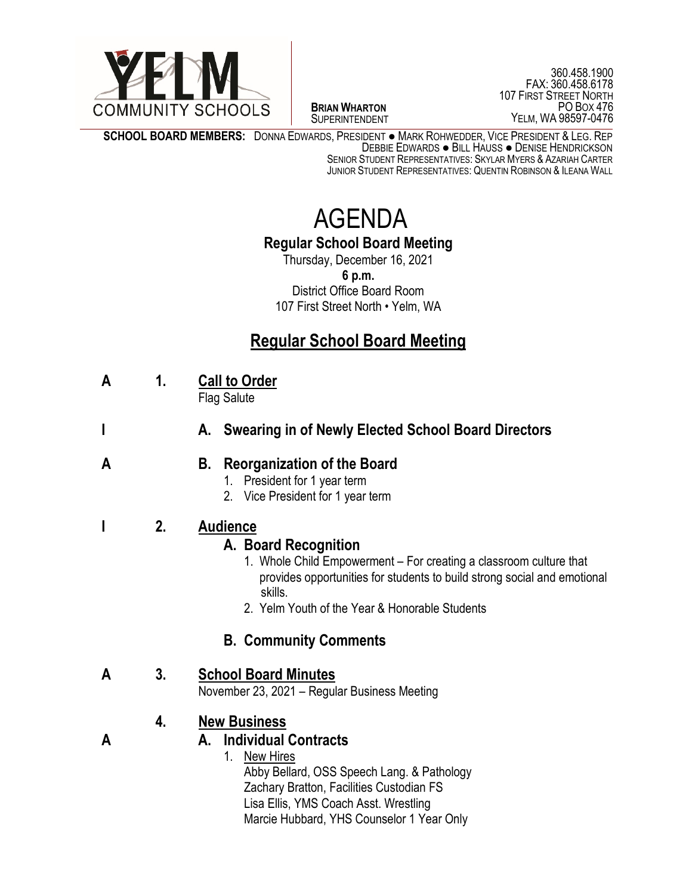YELM COMMUNITY SCHOOLS

**BRIAN WHARTON**
SUPERINTENDENT

360.458.1900
FAX: 360.458.6178
107 FIRST STREET NORTH
PO BOX 476
YELM, WA 98597-0476

**SCHOOL BOARD MEMBERS:** DONNA EDWARDS, PRESIDENT ● MARK ROHWEDDER, VICE PRESIDENT & LEG. REP
DEBBIE EDWARDS ● BILL HAUSS ● DENISE HENDRICKSON
SENIOR STUDENT REPRESENTATIVES: SKYLAR MYERS & AZARIAH CARTER
JUNIOR STUDENT REPRESENTATIVES: QUENTIN ROBINSON & ILEANA WALL

# AGENDA

**Regular School Board Meeting**

Thursday, December 16, 2021
**6 p.m.**
District Office Board Room
107 First Street North • Yelm, WA

## Regular School Board Meeting

**A** **1. Call to Order**
Flag Salute

**I** **A. Swearing in of Newly Elected School Board Directors**

**A** **B. Reorganization of the Board**
1. President for 1 year term
2. Vice President for 1 year term

**I** **2. Audience**

**A. Board Recognition**
1. Whole Child Empowerment – For creating a classroom culture that provides opportunities for students to build strong social and emotional skills.
2. Yelm Youth of the Year & Honorable Students

**B. Community Comments**

**A** **3. School Board Minutes**
November 23, 2021 – Regular Business Meeting

**4. New Business**

**A** **A. Individual Contracts**
1. New Hires
Abby Bellard, OSS Speech Lang. & Pathology
Zachary Bratton, Facilities Custodian FS
Lisa Ellis, YMS Coach Asst. Wrestling
Marcie Hubbard, YHS Counselor 1 Year Only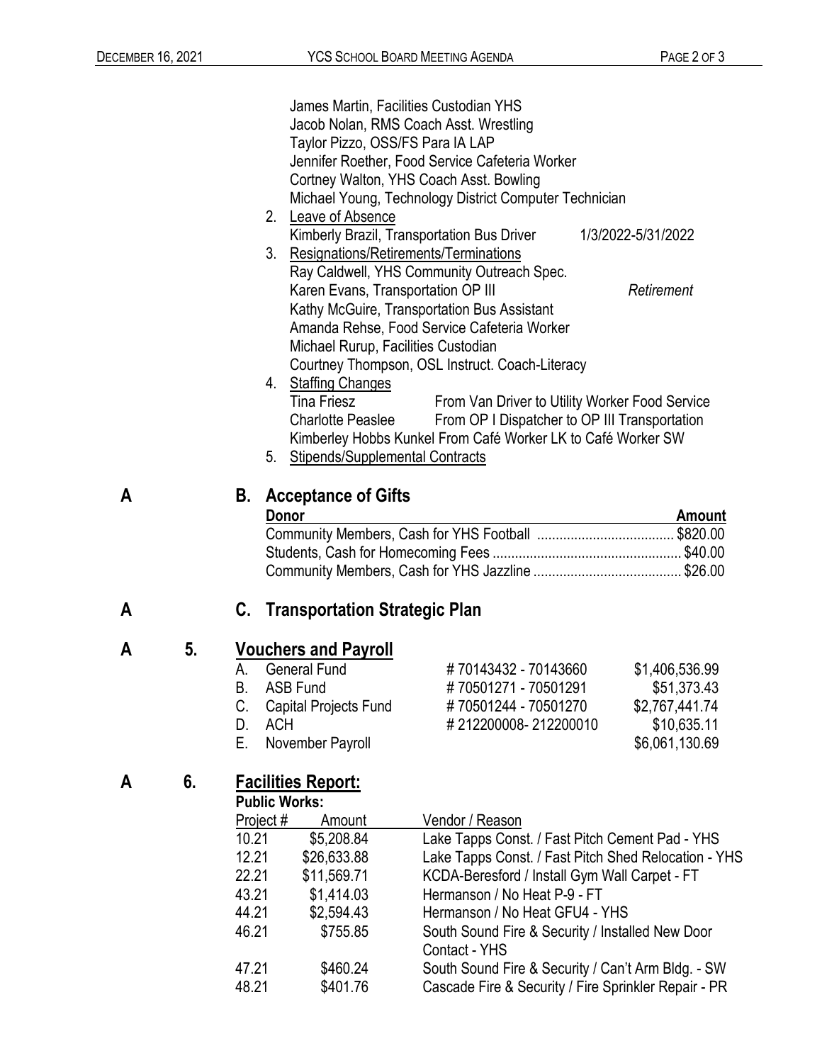James Martin, Facilities Custodian YHS
Jacob Nolan, RMS Coach Asst. Wrestling
Taylor Pizzo, OSS/FS Para IA LAP
Jennifer Roether, Food Service Cafeteria Worker
Cortney Walton, YHS Coach Asst. Bowling
Michael Young, Technology District Computer Technician

2. Leave of Absence
   Kimberly Brazil, Transportation Bus Driver 1/3/2022-5/31/2022
3. Resignations/Retirements/Terminations
   Ray Caldwell, YHS Community Outreach Spec.
   Karen Evans, Transportation OP III *Retirement*
   Kathy McGuire, Transportation Bus Assistant
   Amanda Rehse, Food Service Cafeteria Worker
   Michael Rurup, Facilities Custodian
   Courtney Thompson, OSL Instruct. Coach-Literacy
4. Staffing Changes
   Tina Friesz From Van Driver to Utility Worker Food Service
   Charlotte Peaslee From OP I Dispatcher to OP III Transportation
   Kimberley Hobbs Kunkel From Café Worker LK to Café Worker SW
5. Stipends/Supplemental Contracts

**A** **B. Acceptance of Gifts**

| Donor | Amount |
|---|---|
| Community Members, Cash for YHS Football | $820.00 |
| Students, Cash for Homecoming Fees | $40.00 |
| Community Members, Cash for YHS Jazzline | $26.00 |

**A** **C. Transportation Strategic Plan**

## A 5. Vouchers and Payroll

| | | | |
|---|---|---|---|
| A. | General Fund | # 70143432 - 70143660 | $1,406,536.99 |
| B. | ASB Fund | # 70501271 - 70501291 | $51,373.43 |
| C. | Capital Projects Fund | # 70501244 - 70501270 | $2,767,441.74 |
| D. | ACH | # 212200008- 212200010 | $10,635.11 |
| E. | November Payroll | | $6,061,130.69 |

## A 6. Facilities Report:

**Public Works:**

| Project # | Amount | Vendor / Reason |
|---|---|---|
| 10.21 | $5,208.84 | Lake Tapps Const. / Fast Pitch Cement Pad - YHS |
| 12.21 | $26,633.88 | Lake Tapps Const. / Fast Pitch Shed Relocation - YHS |
| 22.21 | $11,569.71 | KCDA-Beresford / Install Gym Wall Carpet - FT |
| 43.21 | $1,414.03 | Hermanson / No Heat P-9 - FT |
| 44.21 | $2,594.43 | Hermanson / No Heat GFU4 - YHS |
| 46.21 | $755.85 | South Sound Fire & Security / Installed New Door Contact - YHS |
| 47.21 | $460.24 | South Sound Fire & Security / Can't Arm Bldg. - SW |
| 48.21 | $401.76 | Cascade Fire & Security / Fire Sprinkler Repair - PR |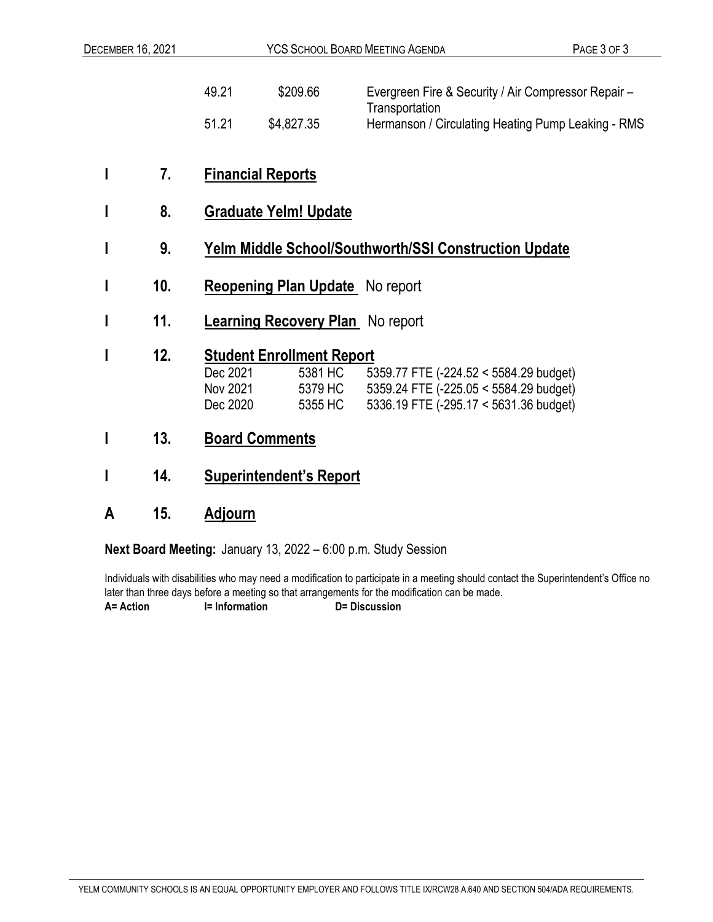| | | |
|---|---|---|
| 49.21 | \$209.66 | Evergreen Fire & Security / Air Compressor Repair – Transportation |
| 51.21 | \$4,827.35 | Hermanson / Circulating Heating Pump Leaking - RMS |

**I 7. Financial Reports**

**I 8. Graduate Yelm! Update**

**I 9. Yelm Middle School/Southworth/SSI Construction Update**

**I 10. Reopening Plan Update** No report

**I 11. Learning Recovery Plan** No report

**I 12. Student Enrollment Report**

| | | |
|---|---|---|
| Dec 2021 | 5381 HC | 5359.77 FTE (-224.52 < 5584.29 budget) |
| Nov 2021 | 5379 HC | 5359.24 FTE (-225.05 < 5584.29 budget) |
| Dec 2020 | 5355 HC | 5336.19 FTE (-295.17 < 5631.36 budget) |

**I 13. Board Comments**

**I 14. Superintendent's Report**

**A 15. Adjourn**

**Next Board Meeting:** January 13, 2022 – 6:00 p.m. Study Session

Individuals with disabilities who may need a modification to participate in a meeting should contact the Superintendent's Office no later than three days before a meeting so that arrangements for the modification can be made.

**A= Action I= Information D= Discussion**

YELM COMMUNITY SCHOOLS IS AN EQUAL OPPORTUNITY EMPLOYER AND FOLLOWS TITLE IX/RCW28.A.640 AND SECTION 504/ADA REQUIREMENTS.